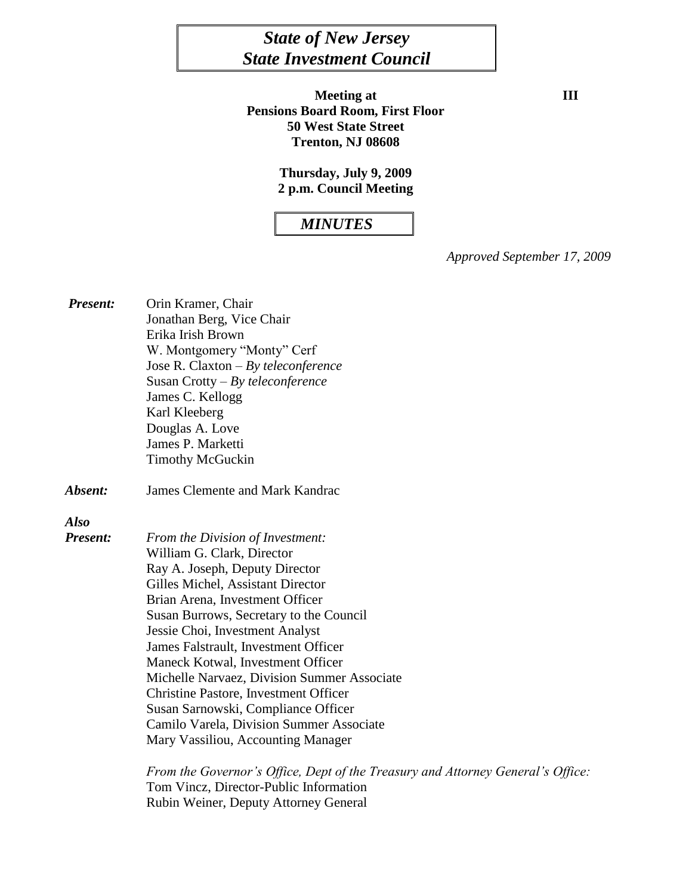# *State of New Jersey*
# *State Investment Council*

**Meeting at** **III**
**Pensions Board Room, First Floor**
**50 West State Street**
**Trenton, NJ 08608**

**Thursday, July 9, 2009**
**2 p.m. Council Meeting**

## *MINUTES*

*Approved September 17, 2009*

***Present:*** Orin Kramer, Chair
Jonathan Berg, Vice Chair
Erika Irish Brown
W. Montgomery "Monty" Cerf
Jose R. Claxton – *By teleconference*
Susan Crotty – *By teleconference*
James C. Kellogg
Karl Kleeberg
Douglas A. Love
James P. Marketti
Timothy McGuckin

***Absent:*** James Clemente and Mark Kandrac

***Also Present:***

*From the Division of Investment:*
William G. Clark, Director
Ray A. Joseph, Deputy Director
Gilles Michel, Assistant Director
Brian Arena, Investment Officer
Susan Burrows, Secretary to the Council
Jessie Choi, Investment Analyst
James Falstrault, Investment Officer
Maneck Kotwal, Investment Officer
Michelle Narvaez, Division Summer Associate
Christine Pastore, Investment Officer
Susan Sarnowski, Compliance Officer
Camilo Varela, Division Summer Associate
Mary Vassiliou, Accounting Manager

*From the Governor's Office, Dept of the Treasury and Attorney General's Office:*
Tom Vincz, Director-Public Information
Rubin Weiner, Deputy Attorney General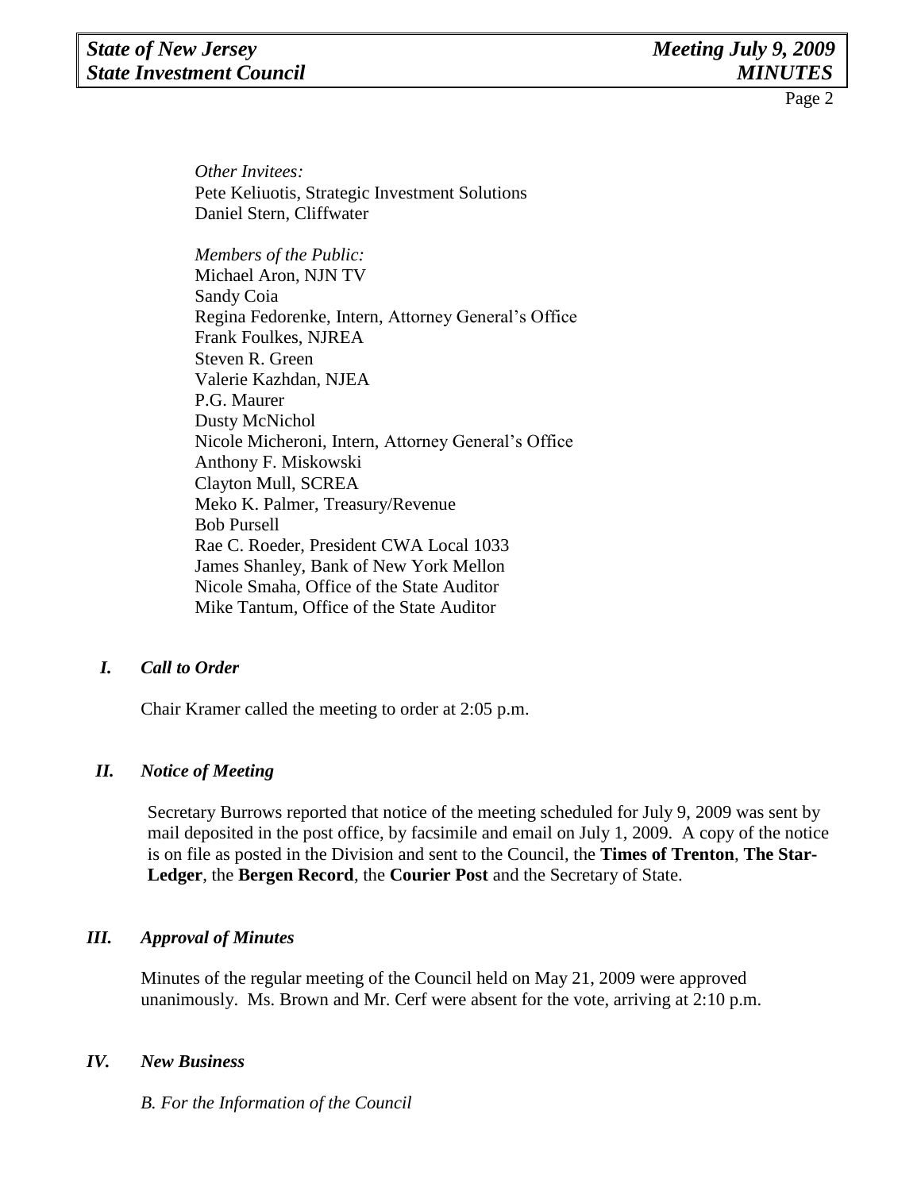*Other Invitees:*
Pete Keliuotis, Strategic Investment Solutions
Daniel Stern, Cliffwater

*Members of the Public:*
Michael Aron, NJN TV
Sandy Coia
Regina Fedorenke, Intern, Attorney General's Office
Frank Foulkes, NJREA
Steven R. Green
Valerie Kazhdan, NJEA
P.G. Maurer
Dusty McNichol
Nicole Micheroni, Intern, Attorney General's Office
Anthony F. Miskowski
Clayton Mull, SCREA
Meko K. Palmer, Treasury/Revenue
Bob Pursell
Rae C. Roeder, President CWA Local 1033
James Shanley, Bank of New York Mellon
Nicole Smaha, Office of the State Auditor
Mike Tantum, Office of the State Auditor

## *I. Call to Order*

Chair Kramer called the meeting to order at 2:05 p.m.

## *II. Notice of Meeting*

Secretary Burrows reported that notice of the meeting scheduled for July 9, 2009 was sent by mail deposited in the post office, by facsimile and email on July 1, 2009. A copy of the notice is on file as posted in the Division and sent to the Council, the **Times of Trenton**, **The Star-Ledger**, the **Bergen Record**, the **Courier Post** and the Secretary of State.

## *III. Approval of Minutes*

Minutes of the regular meeting of the Council held on May 21, 2009 were approved unanimously. Ms. Brown and Mr. Cerf were absent for the vote, arriving at 2:10 p.m.

## *IV. New Business*

### *B. For the Information of the Council*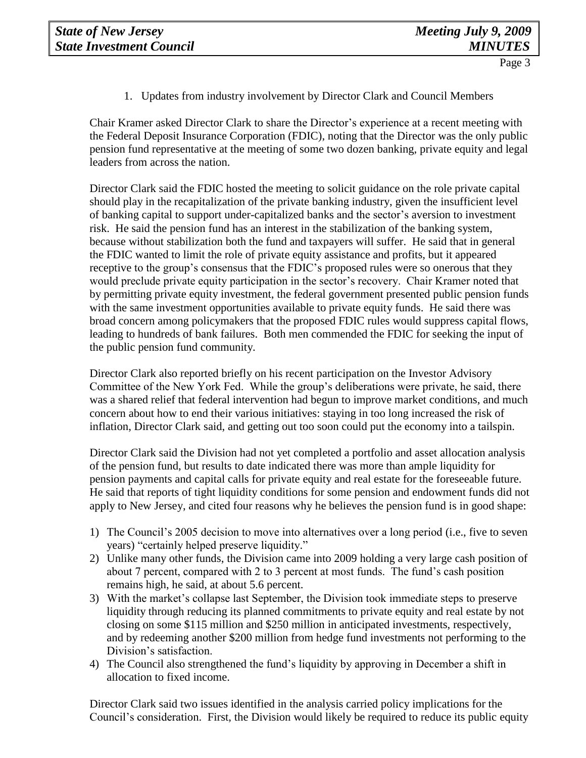1. Updates from industry involvement by Director Clark and Council Members

Chair Kramer asked Director Clark to share the Director's experience at a recent meeting with the Federal Deposit Insurance Corporation (FDIC), noting that the Director was the only public pension fund representative at the meeting of some two dozen banking, private equity and legal leaders from across the nation.

Director Clark said the FDIC hosted the meeting to solicit guidance on the role private capital should play in the recapitalization of the private banking industry, given the insufficient level of banking capital to support under-capitalized banks and the sector's aversion to investment risk. He said the pension fund has an interest in the stabilization of the banking system, because without stabilization both the fund and taxpayers will suffer. He said that in general the FDIC wanted to limit the role of private equity assistance and profits, but it appeared receptive to the group's consensus that the FDIC's proposed rules were so onerous that they would preclude private equity participation in the sector's recovery. Chair Kramer noted that by permitting private equity investment, the federal government presented public pension funds with the same investment opportunities available to private equity funds. He said there was broad concern among policymakers that the proposed FDIC rules would suppress capital flows, leading to hundreds of bank failures. Both men commended the FDIC for seeking the input of the public pension fund community.

Director Clark also reported briefly on his recent participation on the Investor Advisory Committee of the New York Fed. While the group's deliberations were private, he said, there was a shared relief that federal intervention had begun to improve market conditions, and much concern about how to end their various initiatives: staying in too long increased the risk of inflation, Director Clark said, and getting out too soon could put the economy into a tailspin.

Director Clark said the Division had not yet completed a portfolio and asset allocation analysis of the pension fund, but results to date indicated there was more than ample liquidity for pension payments and capital calls for private equity and real estate for the foreseeable future. He said that reports of tight liquidity conditions for some pension and endowment funds did not apply to New Jersey, and cited four reasons why he believes the pension fund is in good shape:

1) The Council's 2005 decision to move into alternatives over a long period (i.e., five to seven years) "certainly helped preserve liquidity."
2) Unlike many other funds, the Division came into 2009 holding a very large cash position of about 7 percent, compared with 2 to 3 percent at most funds. The fund's cash position remains high, he said, at about 5.6 percent.
3) With the market's collapse last September, the Division took immediate steps to preserve liquidity through reducing its planned commitments to private equity and real estate by not closing on some $115 million and $250 million in anticipated investments, respectively, and by redeeming another $200 million from hedge fund investments not performing to the Division's satisfaction.
4) The Council also strengthened the fund's liquidity by approving in December a shift in allocation to fixed income.

Director Clark said two issues identified in the analysis carried policy implications for the Council's consideration. First, the Division would likely be required to reduce its public equity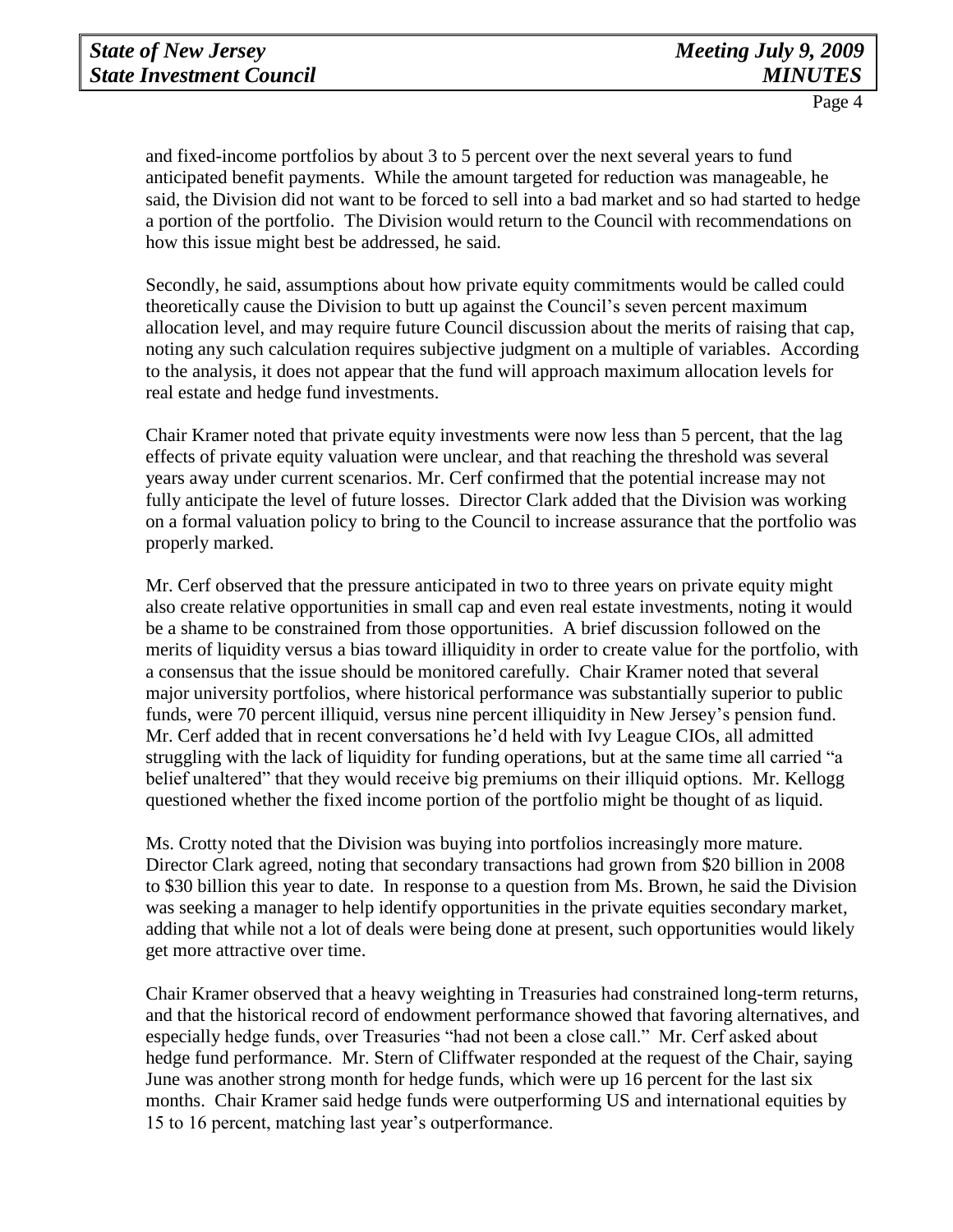and fixed-income portfolios by about 3 to 5 percent over the next several years to fund anticipated benefit payments. While the amount targeted for reduction was manageable, he said, the Division did not want to be forced to sell into a bad market and so had started to hedge a portion of the portfolio. The Division would return to the Council with recommendations on how this issue might best be addressed, he said.

Secondly, he said, assumptions about how private equity commitments would be called could theoretically cause the Division to butt up against the Council's seven percent maximum allocation level, and may require future Council discussion about the merits of raising that cap, noting any such calculation requires subjective judgment on a multiple of variables. According to the analysis, it does not appear that the fund will approach maximum allocation levels for real estate and hedge fund investments.

Chair Kramer noted that private equity investments were now less than 5 percent, that the lag effects of private equity valuation were unclear, and that reaching the threshold was several years away under current scenarios. Mr. Cerf confirmed that the potential increase may not fully anticipate the level of future losses. Director Clark added that the Division was working on a formal valuation policy to bring to the Council to increase assurance that the portfolio was properly marked.

Mr. Cerf observed that the pressure anticipated in two to three years on private equity might also create relative opportunities in small cap and even real estate investments, noting it would be a shame to be constrained from those opportunities. A brief discussion followed on the merits of liquidity versus a bias toward illiquidity in order to create value for the portfolio, with a consensus that the issue should be monitored carefully. Chair Kramer noted that several major university portfolios, where historical performance was substantially superior to public funds, were 70 percent illiquid, versus nine percent illiquidity in New Jersey's pension fund. Mr. Cerf added that in recent conversations he'd held with Ivy League CIOs, all admitted struggling with the lack of liquidity for funding operations, but at the same time all carried "a belief unaltered" that they would receive big premiums on their illiquid options. Mr. Kellogg questioned whether the fixed income portion of the portfolio might be thought of as liquid.

Ms. Crotty noted that the Division was buying into portfolios increasingly more mature. Director Clark agreed, noting that secondary transactions had grown from \$20 billion in 2008 to \$30 billion this year to date. In response to a question from Ms. Brown, he said the Division was seeking a manager to help identify opportunities in the private equities secondary market, adding that while not a lot of deals were being done at present, such opportunities would likely get more attractive over time.

Chair Kramer observed that a heavy weighting in Treasuries had constrained long-term returns, and that the historical record of endowment performance showed that favoring alternatives, and especially hedge funds, over Treasuries "had not been a close call." Mr. Cerf asked about hedge fund performance. Mr. Stern of Cliffwater responded at the request of the Chair, saying June was another strong month for hedge funds, which were up 16 percent for the last six months. Chair Kramer said hedge funds were outperforming US and international equities by 15 to 16 percent, matching last year's outperformance.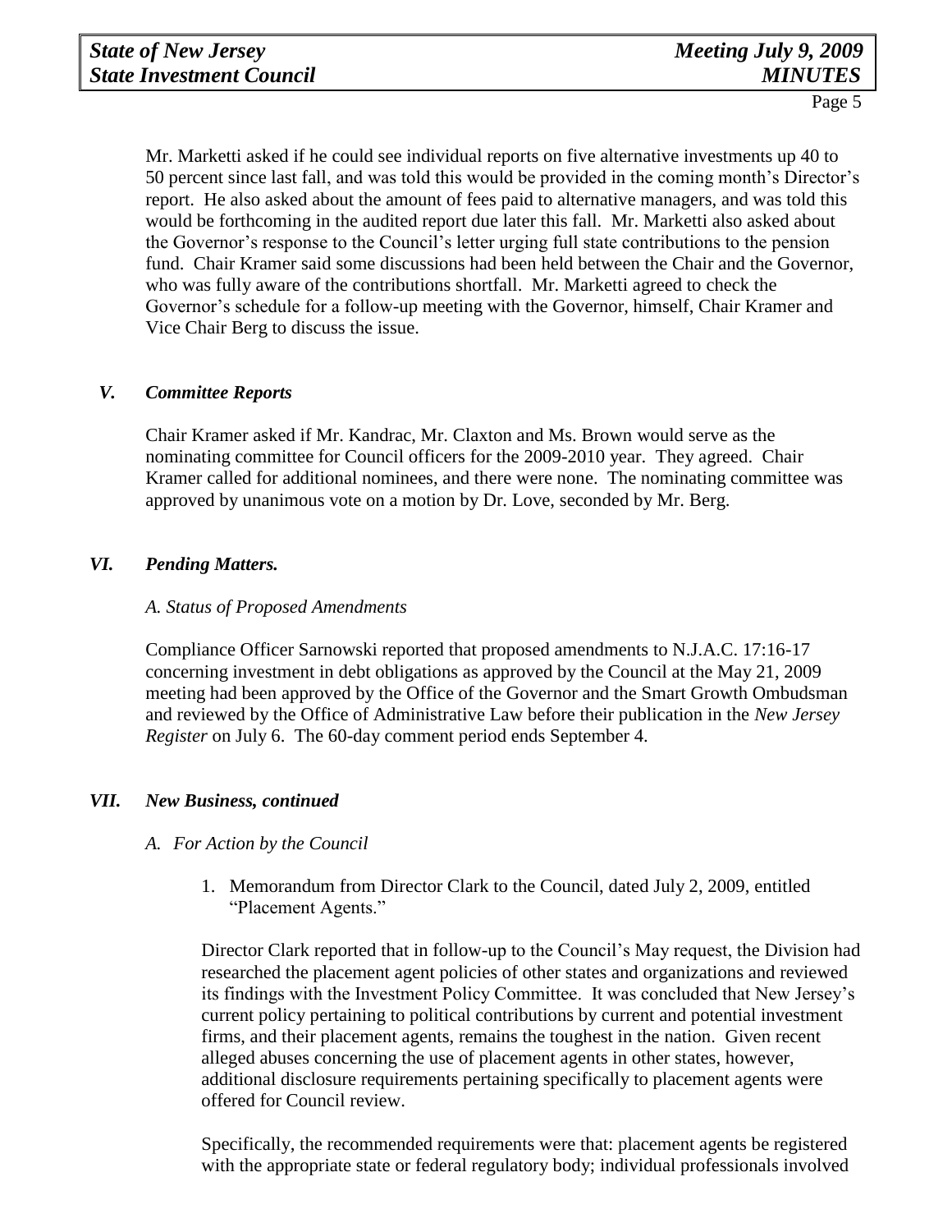Mr. Marketti asked if he could see individual reports on five alternative investments up 40 to 50 percent since last fall, and was told this would be provided in the coming month's Director's report. He also asked about the amount of fees paid to alternative managers, and was told this would be forthcoming in the audited report due later this fall. Mr. Marketti also asked about the Governor's response to the Council's letter urging full state contributions to the pension fund. Chair Kramer said some discussions had been held between the Chair and the Governor, who was fully aware of the contributions shortfall. Mr. Marketti agreed to check the Governor's schedule for a follow-up meeting with the Governor, himself, Chair Kramer and Vice Chair Berg to discuss the issue.

## *V. Committee Reports*

Chair Kramer asked if Mr. Kandrac, Mr. Claxton and Ms. Brown would serve as the nominating committee for Council officers for the 2009-2010 year. They agreed. Chair Kramer called for additional nominees, and there were none. The nominating committee was approved by unanimous vote on a motion by Dr. Love, seconded by Mr. Berg.

## *VI. Pending Matters.*

### *A. Status of Proposed Amendments*

Compliance Officer Sarnowski reported that proposed amendments to N.J.A.C. 17:16-17 concerning investment in debt obligations as approved by the Council at the May 21, 2009 meeting had been approved by the Office of the Governor and the Smart Growth Ombudsman and reviewed by the Office of Administrative Law before their publication in the *New Jersey Register* on July 6. The 60-day comment period ends September 4.

## *VII. New Business, continued*

### *A. For Action by the Council*

1. Memorandum from Director Clark to the Council, dated July 2, 2009, entitled "Placement Agents."

Director Clark reported that in follow-up to the Council's May request, the Division had researched the placement agent policies of other states and organizations and reviewed its findings with the Investment Policy Committee. It was concluded that New Jersey's current policy pertaining to political contributions by current and potential investment firms, and their placement agents, remains the toughest in the nation. Given recent alleged abuses concerning the use of placement agents in other states, however, additional disclosure requirements pertaining specifically to placement agents were offered for Council review.

Specifically, the recommended requirements were that: placement agents be registered with the appropriate state or federal regulatory body; individual professionals involved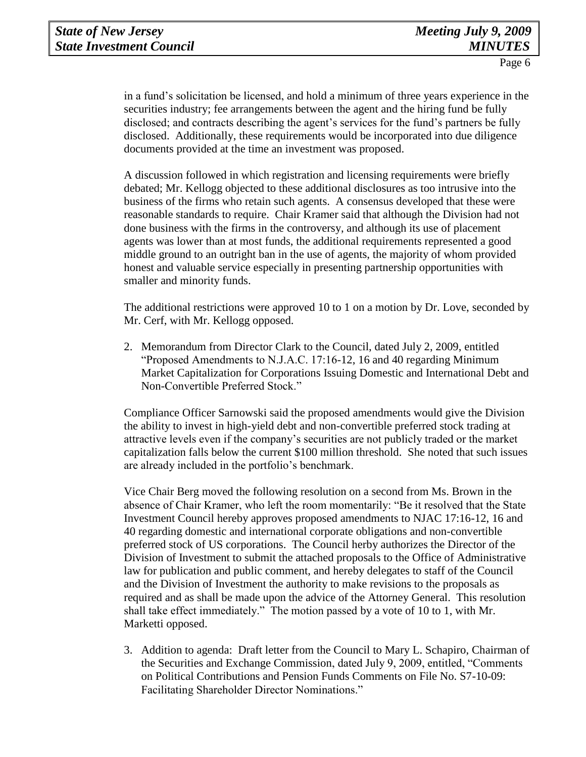in a fund's solicitation be licensed, and hold a minimum of three years experience in the securities industry; fee arrangements between the agent and the hiring fund be fully disclosed; and contracts describing the agent's services for the fund's partners be fully disclosed. Additionally, these requirements would be incorporated into due diligence documents provided at the time an investment was proposed.

A discussion followed in which registration and licensing requirements were briefly debated; Mr. Kellogg objected to these additional disclosures as too intrusive into the business of the firms who retain such agents. A consensus developed that these were reasonable standards to require. Chair Kramer said that although the Division had not done business with the firms in the controversy, and although its use of placement agents was lower than at most funds, the additional requirements represented a good middle ground to an outright ban in the use of agents, the majority of whom provided honest and valuable service especially in presenting partnership opportunities with smaller and minority funds.

The additional restrictions were approved 10 to 1 on a motion by Dr. Love, seconded by Mr. Cerf, with Mr. Kellogg opposed.

2. Memorandum from Director Clark to the Council, dated July 2, 2009, entitled "Proposed Amendments to N.J.A.C. 17:16-12, 16 and 40 regarding Minimum Market Capitalization for Corporations Issuing Domestic and International Debt and Non-Convertible Preferred Stock."

Compliance Officer Sarnowski said the proposed amendments would give the Division the ability to invest in high-yield debt and non-convertible preferred stock trading at attractive levels even if the company's securities are not publicly traded or the market capitalization falls below the current $100 million threshold. She noted that such issues are already included in the portfolio's benchmark.

Vice Chair Berg moved the following resolution on a second from Ms. Brown in the absence of Chair Kramer, who left the room momentarily: "Be it resolved that the State Investment Council hereby approves proposed amendments to NJAC 17:16-12, 16 and 40 regarding domestic and international corporate obligations and non-convertible preferred stock of US corporations. The Council herby authorizes the Director of the Division of Investment to submit the attached proposals to the Office of Administrative law for publication and public comment, and hereby delegates to staff of the Council and the Division of Investment the authority to make revisions to the proposals as required and as shall be made upon the advice of the Attorney General. This resolution shall take effect immediately." The motion passed by a vote of 10 to 1, with Mr. Marketti opposed.

3. Addition to agenda: Draft letter from the Council to Mary L. Schapiro, Chairman of the Securities and Exchange Commission, dated July 9, 2009, entitled, "Comments on Political Contributions and Pension Funds Comments on File No. S7-10-09: Facilitating Shareholder Director Nominations."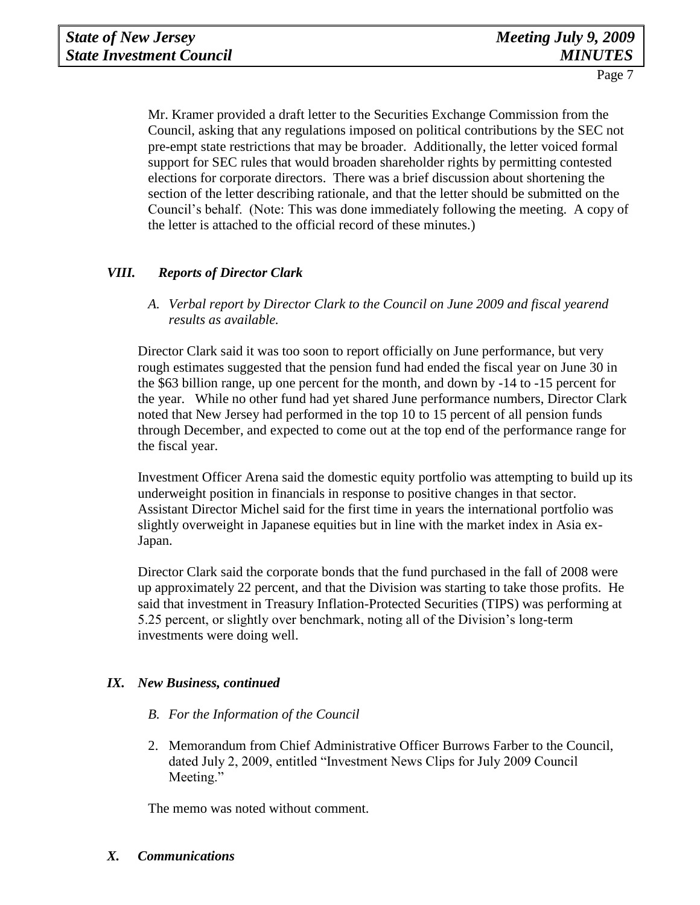Mr. Kramer provided a draft letter to the Securities Exchange Commission from the Council, asking that any regulations imposed on political contributions by the SEC not pre-empt state restrictions that may be broader. Additionally, the letter voiced formal support for SEC rules that would broaden shareholder rights by permitting contested elections for corporate directors. There was a brief discussion about shortening the section of the letter describing rationale, and that the letter should be submitted on the Council's behalf. (Note: This was done immediately following the meeting. A copy of the letter is attached to the official record of these minutes.)

## *VIII. Reports of Director Clark*

*A. Verbal report by Director Clark to the Council on June 2009 and fiscal yearend results as available.*

Director Clark said it was too soon to report officially on June performance, but very rough estimates suggested that the pension fund had ended the fiscal year on June 30 in the $63 billion range, up one percent for the month, and down by -14 to -15 percent for the year. While no other fund had yet shared June performance numbers, Director Clark noted that New Jersey had performed in the top 10 to 15 percent of all pension funds through December, and expected to come out at the top end of the performance range for the fiscal year.

Investment Officer Arena said the domestic equity portfolio was attempting to build up its underweight position in financials in response to positive changes in that sector. Assistant Director Michel said for the first time in years the international portfolio was slightly overweight in Japanese equities but in line with the market index in Asia ex-Japan.

Director Clark said the corporate bonds that the fund purchased in the fall of 2008 were up approximately 22 percent, and that the Division was starting to take those profits. He said that investment in Treasury Inflation-Protected Securities (TIPS) was performing at 5.25 percent, or slightly over benchmark, noting all of the Division's long-term investments were doing well.

## *IX. New Business, continued*

*B. For the Information of the Council*

2. Memorandum from Chief Administrative Officer Burrows Farber to the Council, dated July 2, 2009, entitled "Investment News Clips for July 2009 Council Meeting."

The memo was noted without comment.

## *X. Communications*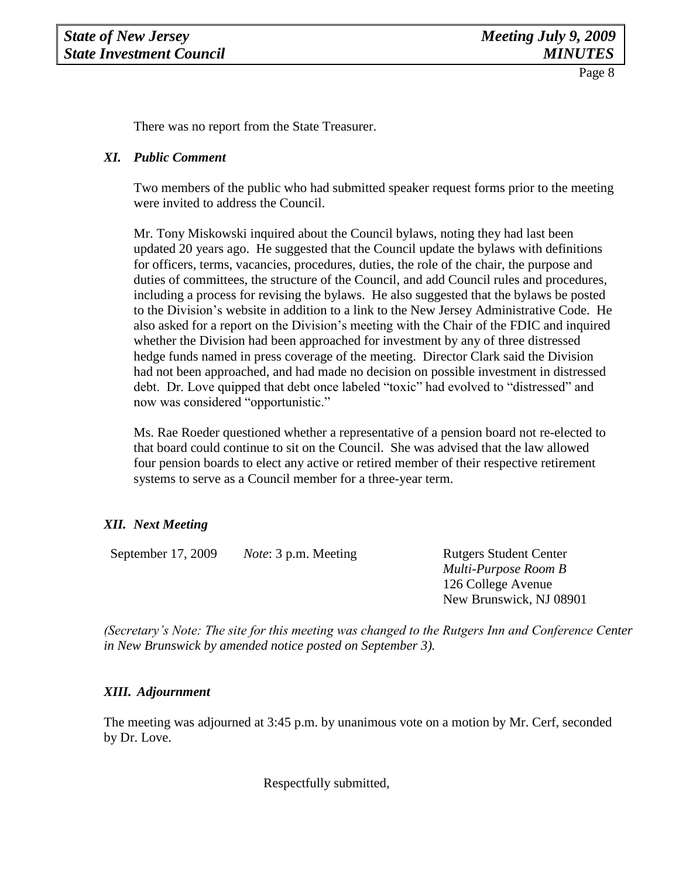There was no report from the State Treasurer.

### *XI. Public Comment*

Two members of the public who had submitted speaker request forms prior to the meeting were invited to address the Council.

Mr. Tony Miskowski inquired about the Council bylaws, noting they had last been updated 20 years ago. He suggested that the Council update the bylaws with definitions for officers, terms, vacancies, procedures, duties, the role of the chair, the purpose and duties of committees, the structure of the Council, and add Council rules and procedures, including a process for revising the bylaws. He also suggested that the bylaws be posted to the Division's website in addition to a link to the New Jersey Administrative Code. He also asked for a report on the Division's meeting with the Chair of the FDIC and inquired whether the Division had been approached for investment by any of three distressed hedge funds named in press coverage of the meeting. Director Clark said the Division had not been approached, and had made no decision on possible investment in distressed debt. Dr. Love quipped that debt once labeled "toxic" had evolved to "distressed" and now was considered "opportunistic."

Ms. Rae Roeder questioned whether a representative of a pension board not re-elected to that board could continue to sit on the Council. She was advised that the law allowed four pension boards to elect any active or retired member of their respective retirement systems to serve as a Council member for a three-year term.

### *XII. Next Meeting*

| | | |
|---|---|---|
| September 17, 2009 | *Note*: 3 p.m. Meeting | Rutgers Student Center<br>*Multi-Purpose Room B*<br>126 College Avenue<br>New Brunswick, NJ 08901 |

*(Secretary's Note: The site for this meeting was changed to the Rutgers Inn and Conference Center in New Brunswick by amended notice posted on September 3).*

### *XIII. Adjournment*

The meeting was adjourned at 3:45 p.m. by unanimous vote on a motion by Mr. Cerf, seconded by Dr. Love.

Respectfully submitted,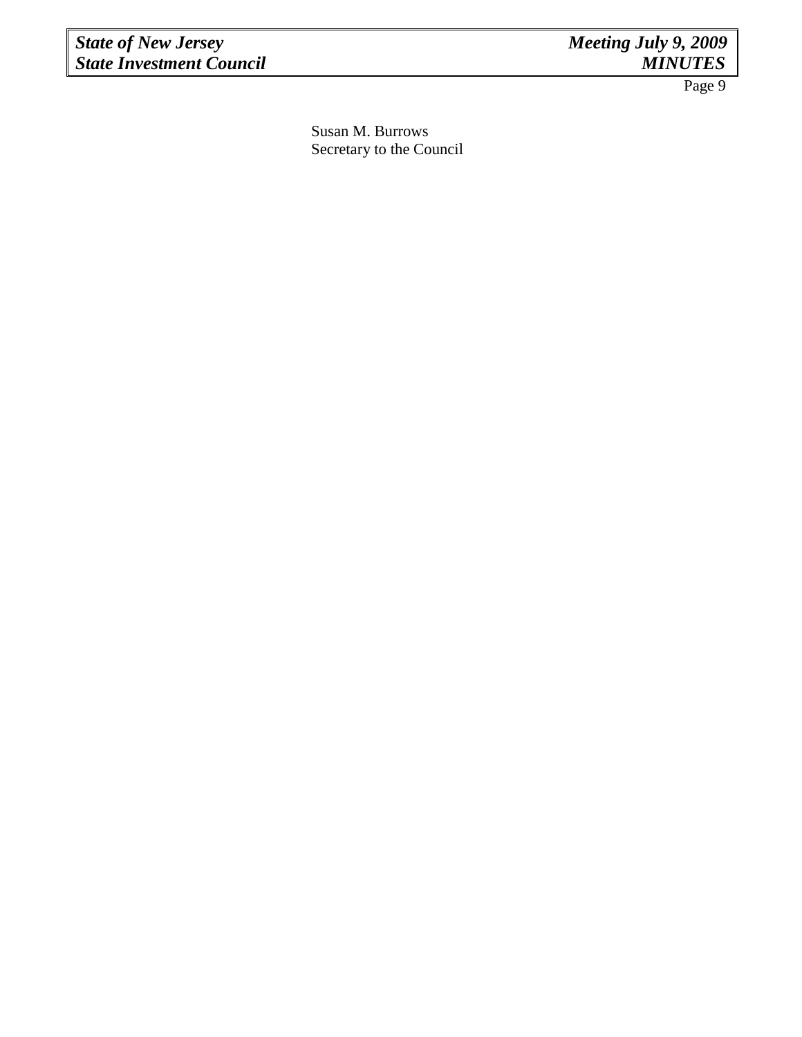Susan M. Burrows
Secretary to the Council